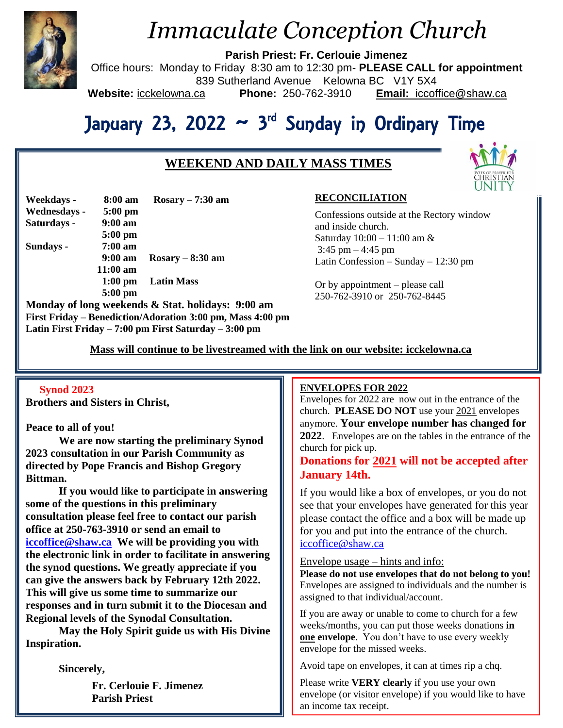# *Immaculate Conception Church*

**Parish Priest: Fr. Cerlouie Jimenez**

Office hours: Monday to Friday 8:30 am to 12:30 pm- **PLEASE CALL for appointment**

839 Sutherland Avenue Kelowna BC V1Y 5X4

**Website:** icckelowna.ca **Phone:** 250-762-3910 **Email:** iccoffice@shaw.ca

## January 23, 2022 ~ 3rd Sunday in Ordinary Time

### WEEKEND AND DAILY MASS TIMES

WEEK OF PRAYER FOR CHRISTIAN UNITY

| | | |
|---|---|---|
| **Weekdays -** | **8:00 am** | **Rosary – 7:30 am** |
| **Wednesdays -** | **5:00 pm** | |
| **Saturdays -** | **9:00 am** | |
| | **5:00 pm** | |
| **Sundays -** | **7:00 am** | |
| | **9:00 am** | **Rosary – 8:30 am** |
| | **11:00 am** | |
| | **1:00 pm** | **Latin Mass** |
| | **5:00 pm** | |

**Monday of long weekends & Stat. holidays: 9:00 am**

**First Friday – Benediction/Adoration 3:00 pm, Mass 4:00 pm**

**Latin First Friday – 7:00 pm First Saturday – 3:00 pm**

**RECONCILIATION**

Confessions outside at the Rectory window and inside church.
Saturday 10:00 – 11:00 am &
3:45 pm – 4:45 pm
Latin Confession – Sunday – 12:30 pm

Or by appointment – please call
250-762-3910 or 250-762-8445

**Mass will continue to be livestreamed with the link on our website: icckelowna.ca**

---

**Synod 2023**

**Brothers and Sisters in Christ,**

**Peace to all of you!**

**We are now starting the preliminary Synod 2023 consultation in our Parish Community as directed by Pope Francis and Bishop Gregory Bittman.**

**If you would like to participate in answering some of the questions in this preliminary consultation please feel free to contact our parish office at 250-763-3910 or send an email to iccoffice@shaw.ca We will be providing you with the electronic link in order to facilitate in answering the synod questions. We greatly appreciate if you can give the answers back by February 12th 2022. This will give us some time to summarize our responses and in turn submit it to the Diocesan and Regional levels of the Synodal Consultation.**

**May the Holy Spirit guide us with His Divine Inspiration.**

**Sincerely,**

**Fr. Cerlouie F. Jimenez**
**Parish Priest**

---

**ENVELOPES FOR 2022**

Envelopes for 2022 are now out in the entrance of the church. **PLEASE DO NOT** use your 2021 envelopes anymore. **Your envelope number has changed for 2022**. Envelopes are on the tables in the entrance of the church for pick up.

**Donations for 2021 will not be accepted after January 14th.**

If you would like a box of envelopes, or you do not see that your envelopes have generated for this year please contact the office and a box will be made up for you and put into the entrance of the church. iccoffice@shaw.ca

Envelope usage – hints and info:

**Please do not use envelopes that do not belong to you!** Envelopes are assigned to individuals and the number is assigned to that individual/account.

If you are away or unable to come to church for a few weeks/months, you can put those weeks donations **in one envelope**. You don't have to use every weekly envelope for the missed weeks.

Avoid tape on envelopes, it can at times rip a chq.

Please write **VERY clearly** if you use your own envelope (or visitor envelope) if you would like to have an income tax receipt.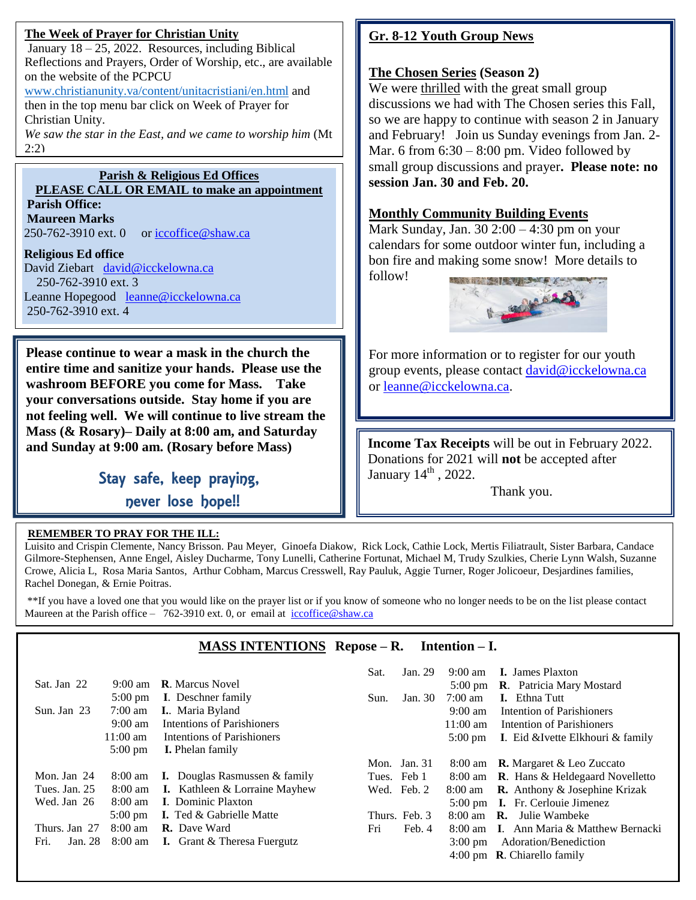## The Week of Prayer for Christian Unity

January 18 – 25, 2022. Resources, including Biblical Reflections and Prayers, Order of Worship, etc., are available on the website of the PCPCU www.christianunity.va/content/unitacristiani/en.html and then in the top menu bar click on Week of Prayer for Christian Unity.

*We saw the star in the East, and we came to worship him* (Mt 2:2)

## Parish & Religious Ed Offices

**PLEASE CALL OR EMAIL to make an appointment**

**Parish Office:**
**Maureen Marks**
250-762-3910 ext. 0 or iccoffice@shaw.ca

**Religious Ed office**
David Ziebart david@icckelowna.ca
250-762-3910 ext. 3
Leanne Hopegood leanne@icckelowna.ca
250-762-3910 ext. 4

**Please continue to wear a mask in the church the entire time and sanitize your hands. Please use the washroom BEFORE you come for Mass. Take your conversations outside. Stay home if you are not feeling well. We will continue to live stream the Mass (& Rosary)– Daily at 8:00 am, and Saturday and Sunday at 9:00 am. (Rosary before Mass)**

Stay safe, keep praying, never lose hope!!

## Gr. 8-12 Youth Group News

### The Chosen Series (Season 2)

We were thrilled with the great small group discussions we had with The Chosen series this Fall, so we are happy to continue with season 2 in January and February! Join us Sunday evenings from Jan. 2- Mar. 6 from 6:30 – 8:00 pm. Video followed by small group discussions and prayer**. Please note: no session Jan. 30 and Feb. 20.**

### Monthly Community Building Events

Mark Sunday, Jan. 30 2:00 – 4:30 pm on your calendars for some outdoor winter fun, including a bon fire and making some snow! More details to follow!

For more information or to register for our youth group events, please contact david@icckelowna.ca or leanne@icckelowna.ca.

**Income Tax Receipts** will be out in February 2022. Donations for 2021 will **not** be accepted after January 14th , 2022.

Thank you.

**REMEMBER TO PRAY FOR THE ILL:**

Luisito and Crispin Clemente, Nancy Brisson. Pau Meyer, Ginoefa Diakow, Rick Lock, Cathie Lock, Mertis Filiatrault, Sister Barbara, Candace Gilmore-Stephensen, Anne Engel, Aisley Ducharme, Tony Lunelli, Catherine Fortunat, Michael M, Trudy Szulkies, Cherie Lynn Walsh, Suzanne Crowe, Alicia L, Rosa Maria Santos, Arthur Cobham, Marcus Cresswell, Ray Pauluk, Aggie Turner, Roger Jolicoeur, Desjardines families, Rachel Donegan, & Ernie Poitras.

**If you have a loved one that you would like on the prayer list or if you know of someone who no longer needs to be on the list please contact Maureen at the Parish office – 762-3910 ext. 0, or email at iccoffice@shaw.ca

## MASS INTENTIONS Repose – R. Intention – I.

| Day | Time | Intention |
|---|---|---|
| Sat. Jan 22 | 9:00 am | **R**. Marcus Novel |
| | 5:00 pm | **I**. Deschner family |
| Sun. Jan 23 | 7:00 am | **I**.. Maria Byland |
| | 9:00 am | Intentions of Parishioners |
| | 11:00 am | Intentions of Parishioners |
| | 5:00 pm | **I.** Phelan family |
| Mon. Jan 24 | 8:00 am | **I.** Douglas Rasmussen & family |
| Tues. Jan. 25 | 8:00 am | **I.** Kathleen & Lorraine Mayhew |
| Wed. Jan 26 | 8:00 am | **I**. Dominic Plaxton |
| | 5:00 pm | **I.** Ted & Gabrielle Matte |
| Thurs. Jan 27 | 8:00 am | **R.** Dave Ward |
| Fri. Jan. 28 | 8:00 am | **I.** Grant & Theresa Fuergutz |
| Sat. Jan. 29 | 9:00 am | **I.** James Plaxton |
| | 5:00 pm | **R**. Patricia Mary Mostard |
| Sun. Jan. 30 | 7:00 am | **I.** Ethna Tutt |
| | 9:00 am | Intention of Parishioners |
| | 11:00 am | Intention of Parishioners |
| | 5:00 pm | **I**. Eid &Ivette Elkhouri & family |
| Mon. Jan. 31 | 8:00 am | **R.** Margaret & Leo Zuccato |
| Tues. Feb 1 | 8:00 am | **R**. Hans & Heldegaard Novelletto |
| Wed. Feb. 2 | 8:00 am | **R.** Anthony & Josephine Krizak |
| | 5:00 pm | **I.** Fr. Cerlouie Jimenez |
| Thurs. Feb. 3 | 8:00 am | **R.** Julie Wambeke |
| Fri Feb. 4 | 8:00 am | **I**. Ann Maria & Matthew Bernacki |
| | 3:00 pm | Adoration/Benediction |
| | 4:00 pm | **R**. Chiarello family |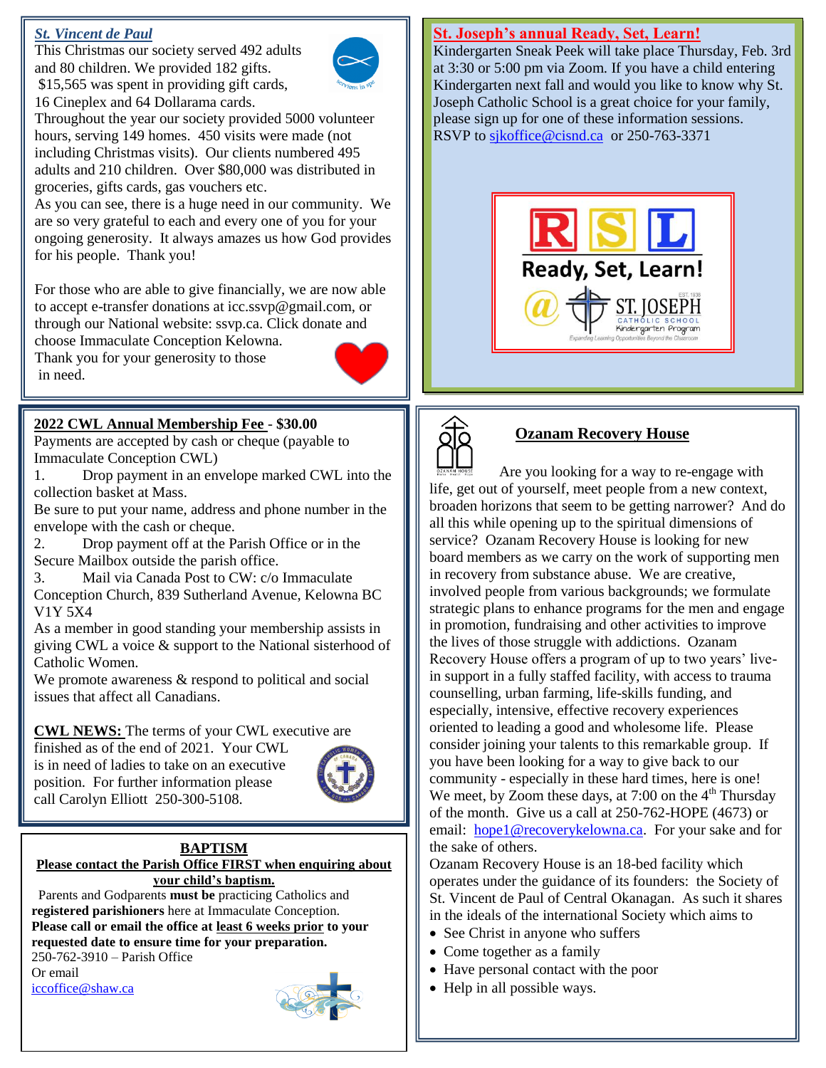## *St. Vincent de Paul*

This Christmas our society served 492 adults and 80 children. We provided 182 gifts. $15,565 was spent in providing gift cards, 16 Cineplex and 64 Dollarama cards.

Throughout the year our society provided 5000 volunteer hours, serving 149 homes. 450 visits were made (not including Christmas visits). Our clients numbered 495 adults and 210 children. Over $80,000 was distributed in groceries, gifts cards, gas vouchers etc.

As you can see, there is a huge need in our community. We are so very grateful to each and every one of you for your ongoing generosity. It always amazes us how God provides for his people. Thank you!

For those who are able to give financially, we are now able to accept e-transfer donations at icc.ssvp@gmail.com, or through our National website: ssvp.ca. Click donate and choose Immaculate Conception Kelowna.

Thank you for your generosity to those in need.

## St. Joseph's annual Ready, Set, Learn!

Kindergarten Sneak Peek will take place Thursday, Feb. 3rd at 3:30 or 5:00 pm via Zoom. If you have a child entering Kindergarten next fall and would you like to know why St. Joseph Catholic School is a great choice for your family, please sign up for one of these information sessions. RSVP to sjkoffice@cisnd.ca or 250-763-3371

## 2022 CWL Annual Membership Fee - $30.00

Payments are accepted by cash or cheque (payable to Immaculate Conception CWL)

1. Drop payment in an envelope marked CWL into the collection basket at Mass.

Be sure to put your name, address and phone number in the envelope with the cash or cheque.

2. Drop payment off at the Parish Office or in the Secure Mailbox outside the parish office.

3. Mail via Canada Post to CW: c/o Immaculate Conception Church, 839 Sutherland Avenue, Kelowna BC V1Y 5X4

As a member in good standing your membership assists in giving CWL a voice & support to the National sisterhood of Catholic Women.

We promote awareness & respond to political and social issues that affect all Canadians.

**CWL NEWS:** The terms of your CWL executive are finished as of the end of 2021. Your CWL is in need of ladies to take on an executive position. For further information please call Carolyn Elliott 250-300-5108.

## Ozanam Recovery House

Are you looking for a way to re-engage with life, get out of yourself, meet people from a new context, broaden horizons that seem to be getting narrower? And do all this while opening up to the spiritual dimensions of service? Ozanam Recovery House is looking for new board members as we carry on the work of supporting men in recovery from substance abuse. We are creative, involved people from various backgrounds; we formulate strategic plans to enhance programs for the men and engage in promotion, fundraising and other activities to improve the lives of those struggle with addictions. Ozanam Recovery House offers a program of up to two years' live-in support in a fully staffed facility, with access to trauma counselling, urban farming, life-skills funding, and especially, intensive, effective recovery experiences oriented to leading a good and wholesome life. Please consider joining your talents to this remarkable group. If you have been looking for a way to give back to our community - especially in these hard times, here is one! We meet, by Zoom these days, at 7:00 on the 4th Thursday of the month. Give us a call at 250-762-HOPE (4673) or email: hope1@recoverykelowna.ca. For your sake and for the sake of others.

Ozanam Recovery House is an 18-bed facility which operates under the guidance of its founders: the Society of St. Vincent de Paul of Central Okanagan. As such it shares in the ideals of the international Society which aims to

- See Christ in anyone who suffers
- Come together as a family
- Have personal contact with the poor
- Help in all possible ways.

## BAPTISM

**Please contact the Parish Office FIRST when enquiring about your child's baptism.**

Parents and Godparents **must be** practicing Catholics and **registered parishioners** here at Immaculate Conception.

**Please call or email the office at least 6 weeks prior to your requested date to ensure time for your preparation.**

250-762-3910 – Parish Office

Or email

iccoffice@shaw.ca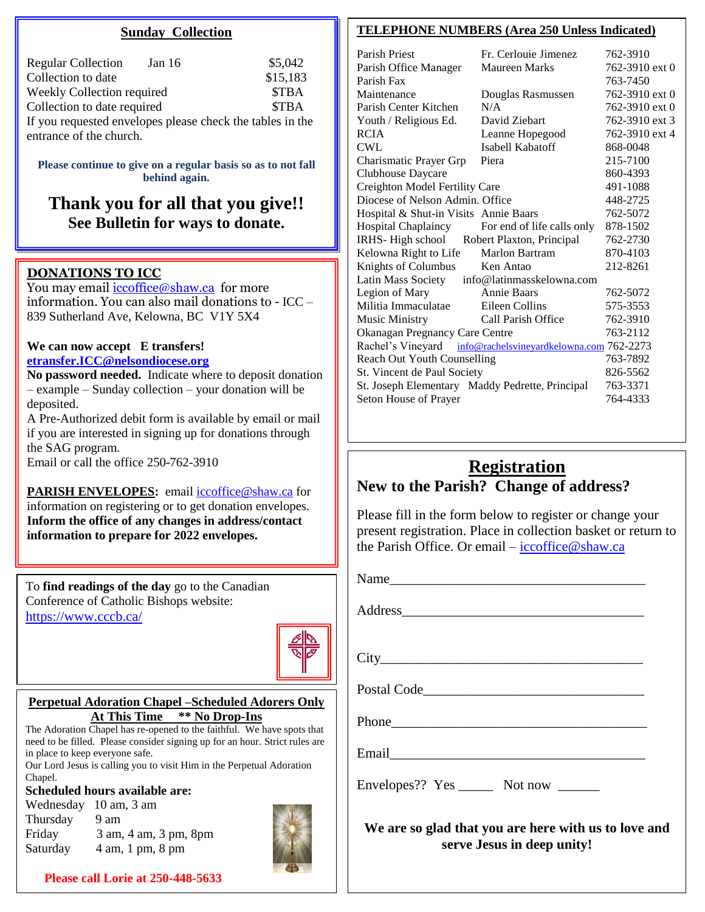## Sunday Collection

| | | |
|---|---|---|
| Regular Collection | Jan 16 | $5,042 |
| Collection to date | | $15,183 |
| Weekly Collection required | | $TBA |
| Collection to date required | | $TBA |

If you requested envelopes please check the tables in the entrance of the church.

**Please continue to give on a regular basis so as to not fall behind again.**

**Thank you for all that you give!!**
**See Bulletin for ways to donate.**

## DONATIONS TO ICC

You may email iccoffice@shaw.ca for more information. You can also mail donations to - ICC – 839 Sutherland Ave, Kelowna, BC V1Y 5X4

**We can now accept E transfers!**
**etransfer.ICC@nelsondiocese.org**
**No password needed.** Indicate where to deposit donation – example – Sunday collection – your donation will be deposited.
A Pre-Authorized debit form is available by email or mail if you are interested in signing up for donations through the SAG program.
Email or call the office 250-762-3910

**PARISH ENVELOPES:** email iccoffice@shaw.ca for information on registering or to get donation envelopes. **Inform the office of any changes in address/contact information to prepare for 2022 envelopes.**

To **find readings of the day** go to the Canadian Conference of Catholic Bishops website: https://www.cccb.ca/

## Perpetual Adoration Chapel –Scheduled Adorers Only At This Time ** No Drop-Ins

The Adoration Chapel has re-opened to the faithful. We have spots that need to be filled. Please consider signing up for an hour. Strict rules are in place to keep everyone safe.
Our Lord Jesus is calling you to visit Him in the Perpetual Adoration Chapel.

**Scheduled hours available are:**

| | |
|---|---|
| Wednesday | 10 am, 3 am |
| Thursday | 9 am |
| Friday | 3 am, 4 am, 3 pm, 8pm |
| Saturday | 4 am, 1 pm, 8 pm |

**Please call Lorie at 250-448-5633**

## TELEPHONE NUMBERS (Area 250 Unless Indicated)

| | | |
|---|---|---|
| Parish Priest | Fr. Cerlouie Jimenez | 762-3910 |
| Parish Office Manager | Maureen Marks | 762-3910 ext 0 |
| Parish Fax | | 763-7450 |
| Maintenance | Douglas Rasmussen | 762-3910 ext 0 |
| Parish Center Kitchen | N/A | 762-3910 ext 0 |
| Youth / Religious Ed. | David Ziebart | 762-3910 ext 3 |
| RCIA | Leanne Hopegood | 762-3910 ext 4 |
| CWL | Isabell Kabatoff | 868-0048 |
| Charismatic Prayer Grp | Piera | 215-7100 |
| Clubhouse Daycare | | 860-4393 |
| Creighton Model Fertility Care | | 491-1088 |
| Diocese of Nelson Admin. Office | | 448-2725 |
| Hospital & Shut-in Visits | Annie Baars | 762-5072 |
| Hospital Chaplaincy | For end of life calls only | 878-1502 |
| IRHS- High school | Robert Plaxton, Principal | 762-2730 |
| Kelowna Right to Life | Marlon Bartram | 870-4103 |
| Knights of Columbus | Ken Antao | 212-8261 |
| Latin Mass Society | info@latinmasskelowna.com | |
| Legion of Mary | Annie Baars | 762-5072 |
| Militia Immaculatae | Eileen Collins | 575-3553 |
| Music Ministry | Call Parish Office | 762-3910 |
| Okanagan Pregnancy Care Centre | | 763-2112 |
| Rachel's Vineyard | info@rachelsvineyardkelowna.com | 762-2273 |
| Reach Out Youth Counselling | | 763-7892 |
| St. Vincent de Paul Society | | 826-5562 |
| St. Joseph Elementary | Maddy Pedrette, Principal | 763-3371 |
| Seton House of Prayer | | 764-4333 |

## Registration

### New to the Parish? Change of address?

Please fill in the form below to register or change your present registration. Place in collection basket or return to the Parish Office. Or email – iccoffice@shaw.ca

Name_____________________________________

Address___________________________________

City______________________________________

Postal Code________________________________

Phone_____________________________________

Email_____________________________________

Envelopes?? Yes _____ Not now ______

**We are so glad that you are here with us to love and serve Jesus in deep unity!**